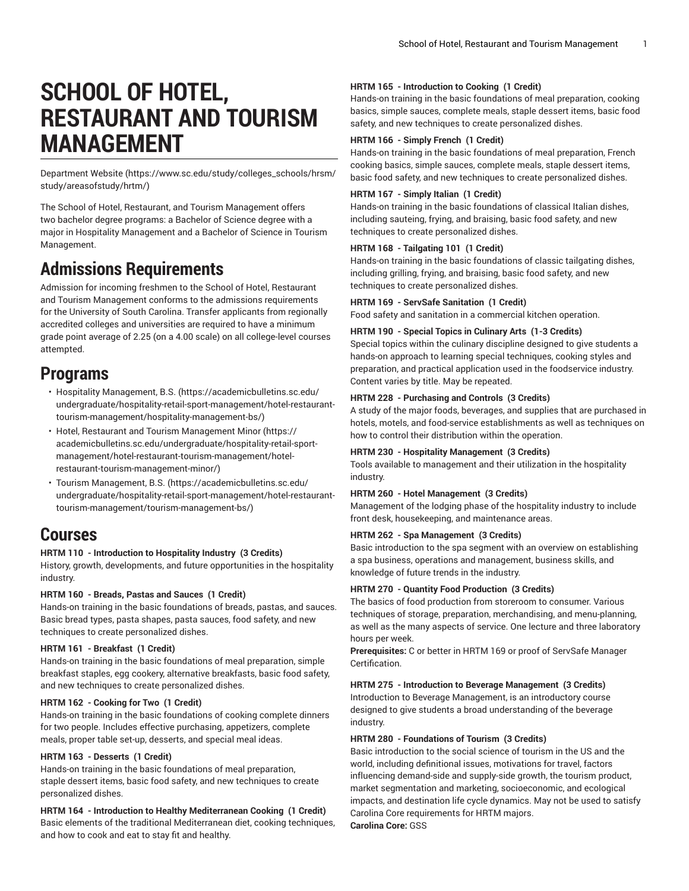# SCHOOL OF HOTEL, RESTAURANT AND TOURISM MANAGEMENT

Department Website (https://www.sc.edu/study/colleges_schools/hrsm/study/areasofstudy/hrtm/)

The School of Hotel, Restaurant, and Tourism Management offers two bachelor degree programs: a Bachelor of Science degree with a major in Hospitality Management and a Bachelor of Science in Tourism Management.

## Admissions Requirements

Admission for incoming freshmen to the School of Hotel, Restaurant and Tourism Management conforms to the admissions requirements for the University of South Carolina. Transfer applicants from regionally accredited colleges and universities are required to have a minimum grade point average of 2.25 (on a 4.00 scale) on all college-level courses attempted.

## Programs

- Hospitality Management, B.S. (https://academicbulletins.sc.edu/undergraduate/hospitality-retail-sport-management/hotel-restaurant-tourism-management/hospitality-management-bs/)
- Hotel, Restaurant and Tourism Management Minor (https://academicbulletins.sc.edu/undergraduate/hospitality-retail-sport-management/hotel-restaurant-tourism-management/hotel-restaurant-tourism-management-minor/)
- Tourism Management, B.S. (https://academicbulletins.sc.edu/undergraduate/hospitality-retail-sport-management/hotel-restaurant-tourism-management/tourism-management-bs/)

## Courses

**HRTM 110 - Introduction to Hospitality Industry (3 Credits)**
History, growth, developments, and future opportunities in the hospitality industry.

**HRTM 160 - Breads, Pastas and Sauces (1 Credit)**
Hands-on training in the basic foundations of breads, pastas, and sauces. Basic bread types, pasta shapes, pasta sauces, food safety, and new techniques to create personalized dishes.

**HRTM 161 - Breakfast (1 Credit)**
Hands-on training in the basic foundations of meal preparation, simple breakfast staples, egg cookery, alternative breakfasts, basic food safety, and new techniques to create personalized dishes.

**HRTM 162 - Cooking for Two (1 Credit)**
Hands-on training in the basic foundations of cooking complete dinners for two people. Includes effective purchasing, appetizers, complete meals, proper table set-up, desserts, and special meal ideas.

**HRTM 163 - Desserts (1 Credit)**
Hands-on training in the basic foundations of meal preparation, staple dessert items, basic food safety, and new techniques to create personalized dishes.

**HRTM 164 - Introduction to Healthy Mediterranean Cooking (1 Credit)**
Basic elements of the traditional Mediterranean diet, cooking techniques, and how to cook and eat to stay fit and healthy.

**HRTM 165 - Introduction to Cooking (1 Credit)**
Hands-on training in the basic foundations of meal preparation, cooking basics, simple sauces, complete meals, staple dessert items, basic food safety, and new techniques to create personalized dishes.

**HRTM 166 - Simply French (1 Credit)**
Hands-on training in the basic foundations of meal preparation, French cooking basics, simple sauces, complete meals, staple dessert items, basic food safety, and new techniques to create personalized dishes.

**HRTM 167 - Simply Italian (1 Credit)**
Hands-on training in the basic foundations of classical Italian dishes, including sauteing, frying, and braising, basic food safety, and new techniques to create personalized dishes.

**HRTM 168 - Tailgating 101 (1 Credit)**
Hands-on training in the basic foundations of classic tailgating dishes, including grilling, frying, and braising, basic food safety, and new techniques to create personalized dishes.

**HRTM 169 - ServSafe Sanitation (1 Credit)**
Food safety and sanitation in a commercial kitchen operation.

**HRTM 190 - Special Topics in Culinary Arts (1-3 Credits)**
Special topics within the culinary discipline designed to give students a hands-on approach to learning special techniques, cooking styles and preparation, and practical application used in the foodservice industry. Content varies by title. May be repeated.

**HRTM 228 - Purchasing and Controls (3 Credits)**
A study of the major foods, beverages, and supplies that are purchased in hotels, motels, and food-service establishments as well as techniques on how to control their distribution within the operation.

**HRTM 230 - Hospitality Management (3 Credits)**
Tools available to management and their utilization in the hospitality industry.

**HRTM 260 - Hotel Management (3 Credits)**
Management of the lodging phase of the hospitality industry to include front desk, housekeeping, and maintenance areas.

**HRTM 262 - Spa Management (3 Credits)**
Basic introduction to the spa segment with an overview on establishing a spa business, operations and management, business skills, and knowledge of future trends in the industry.

**HRTM 270 - Quantity Food Production (3 Credits)**
The basics of food production from storeroom to consumer. Various techniques of storage, preparation, merchandising, and menu-planning, as well as the many aspects of service. One lecture and three laboratory hours per week.
**Prerequisites:** C or better in HRTM 169 or proof of ServSafe Manager Certification.

**HRTM 275 - Introduction to Beverage Management (3 Credits)**
Introduction to Beverage Management, is an introductory course designed to give students a broad understanding of the beverage industry.

**HRTM 280 - Foundations of Tourism (3 Credits)**
Basic introduction to the social science of tourism in the US and the world, including definitional issues, motivations for travel, factors influencing demand-side and supply-side growth, the tourism product, market segmentation and marketing, socioeconomic, and ecological impacts, and destination life cycle dynamics. May not be used to satisfy Carolina Core requirements for HRTM majors.
**Carolina Core:** GSS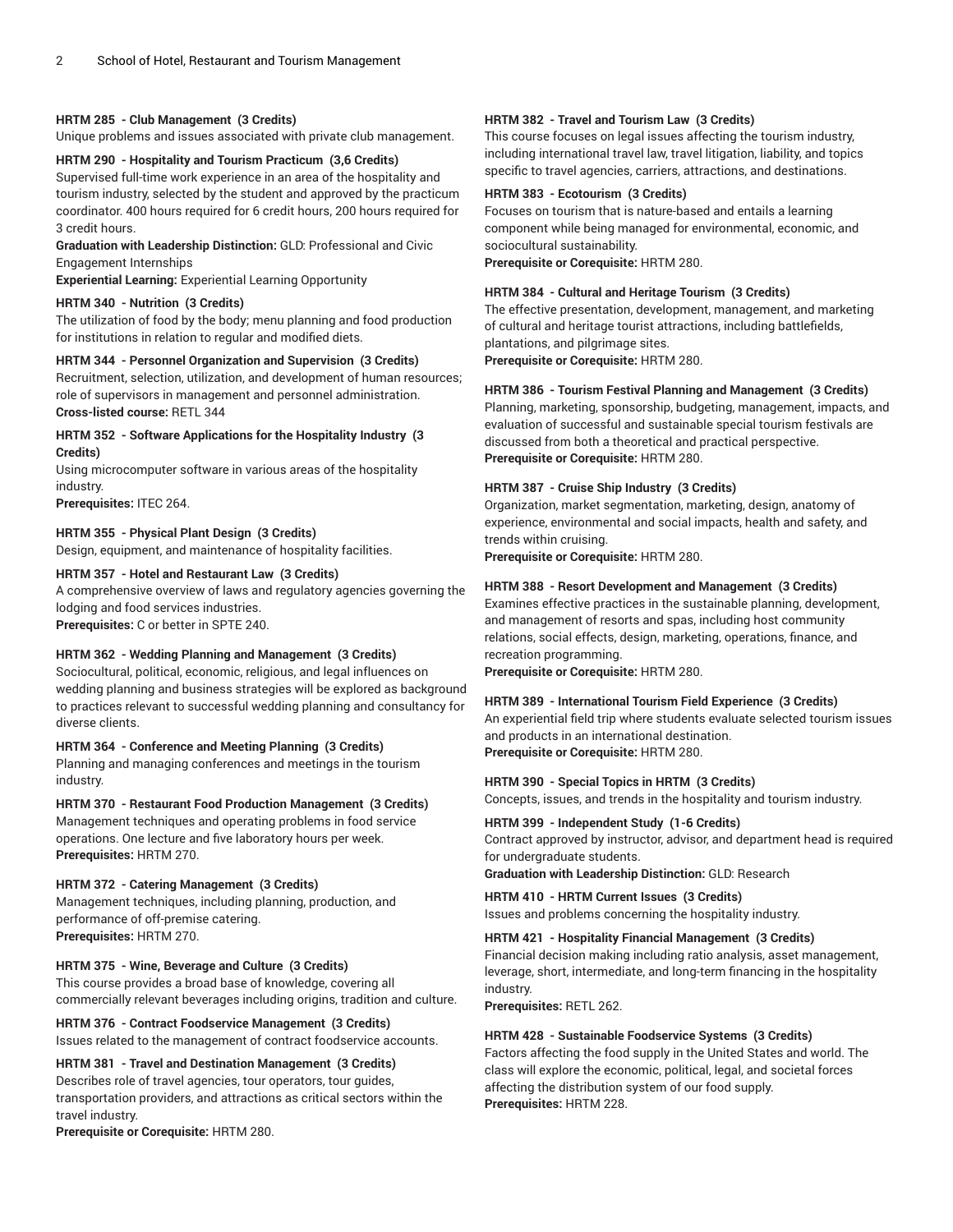**HRTM 285 - Club Management (3 Credits)**
Unique problems and issues associated with private club management.

**HRTM 290 - Hospitality and Tourism Practicum (3,6 Credits)**
Supervised full-time work experience in an area of the hospitality and tourism industry, selected by the student and approved by the practicum coordinator. 400 hours required for 6 credit hours, 200 hours required for 3 credit hours.
**Graduation with Leadership Distinction:** GLD: Professional and Civic Engagement Internships
**Experiential Learning:** Experiential Learning Opportunity

**HRTM 340 - Nutrition (3 Credits)**
The utilization of food by the body; menu planning and food production for institutions in relation to regular and modified diets.

**HRTM 344 - Personnel Organization and Supervision (3 Credits)**
Recruitment, selection, utilization, and development of human resources; role of supervisors in management and personnel administration.
**Cross-listed course:** RETL 344

**HRTM 352 - Software Applications for the Hospitality Industry (3 Credits)**
Using microcomputer software in various areas of the hospitality industry.
**Prerequisites:** ITEC 264.

**HRTM 355 - Physical Plant Design (3 Credits)**
Design, equipment, and maintenance of hospitality facilities.

**HRTM 357 - Hotel and Restaurant Law (3 Credits)**
A comprehensive overview of laws and regulatory agencies governing the lodging and food services industries.
**Prerequisites:** C or better in SPTE 240.

**HRTM 362 - Wedding Planning and Management (3 Credits)**
Sociocultural, political, economic, religious, and legal influences on wedding planning and business strategies will be explored as background to practices relevant to successful wedding planning and consultancy for diverse clients.

**HRTM 364 - Conference and Meeting Planning (3 Credits)**
Planning and managing conferences and meetings in the tourism industry.

**HRTM 370 - Restaurant Food Production Management (3 Credits)**
Management techniques and operating problems in food service operations. One lecture and five laboratory hours per week.
**Prerequisites:** HRTM 270.

**HRTM 372 - Catering Management (3 Credits)**
Management techniques, including planning, production, and performance of off-premise catering.
**Prerequisites:** HRTM 270.

**HRTM 375 - Wine, Beverage and Culture (3 Credits)**
This course provides a broad base of knowledge, covering all commercially relevant beverages including origins, tradition and culture.

**HRTM 376 - Contract Foodservice Management (3 Credits)**
Issues related to the management of contract foodservice accounts.

**HRTM 381 - Travel and Destination Management (3 Credits)**
Describes role of travel agencies, tour operators, tour guides, transportation providers, and attractions as critical sectors within the travel industry.
**Prerequisite or Corequisite:** HRTM 280.

**HRTM 382 - Travel and Tourism Law (3 Credits)**
This course focuses on legal issues affecting the tourism industry, including international travel law, travel litigation, liability, and topics specific to travel agencies, carriers, attractions, and destinations.

**HRTM 383 - Ecotourism (3 Credits)**
Focuses on tourism that is nature-based and entails a learning component while being managed for environmental, economic, and sociocultural sustainability.
**Prerequisite or Corequisite:** HRTM 280.

**HRTM 384 - Cultural and Heritage Tourism (3 Credits)**
The effective presentation, development, management, and marketing of cultural and heritage tourist attractions, including battlefields, plantations, and pilgrimage sites.
**Prerequisite or Corequisite:** HRTM 280.

**HRTM 386 - Tourism Festival Planning and Management (3 Credits)**
Planning, marketing, sponsorship, budgeting, management, impacts, and evaluation of successful and sustainable special tourism festivals are discussed from both a theoretical and practical perspective.
**Prerequisite or Corequisite:** HRTM 280.

**HRTM 387 - Cruise Ship Industry (3 Credits)**
Organization, market segmentation, marketing, design, anatomy of experience, environmental and social impacts, health and safety, and trends within cruising.
**Prerequisite or Corequisite:** HRTM 280.

**HRTM 388 - Resort Development and Management (3 Credits)**
Examines effective practices in the sustainable planning, development, and management of resorts and spas, including host community relations, social effects, design, marketing, operations, finance, and recreation programming.
**Prerequisite or Corequisite:** HRTM 280.

**HRTM 389 - International Tourism Field Experience (3 Credits)**
An experiential field trip where students evaluate selected tourism issues and products in an international destination.
**Prerequisite or Corequisite:** HRTM 280.

**HRTM 390 - Special Topics in HRTM (3 Credits)**
Concepts, issues, and trends in the hospitality and tourism industry.

**HRTM 399 - Independent Study (1-6 Credits)**
Contract approved by instructor, advisor, and department head is required for undergraduate students.
**Graduation with Leadership Distinction:** GLD: Research

**HRTM 410 - HRTM Current Issues (3 Credits)**
Issues and problems concerning the hospitality industry.

**HRTM 421 - Hospitality Financial Management (3 Credits)**
Financial decision making including ratio analysis, asset management, leverage, short, intermediate, and long-term financing in the hospitality industry.
**Prerequisites:** RETL 262.

**HRTM 428 - Sustainable Foodservice Systems (3 Credits)**
Factors affecting the food supply in the United States and world. The class will explore the economic, political, legal, and societal forces affecting the distribution system of our food supply.
**Prerequisites:** HRTM 228.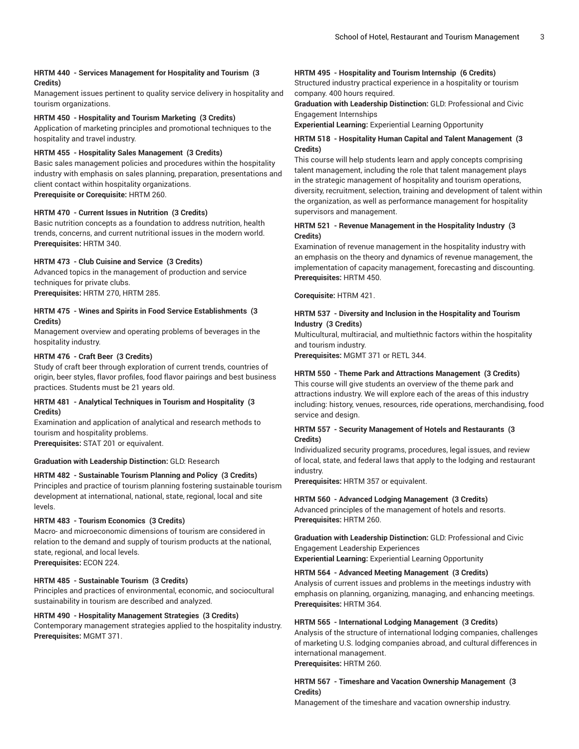**HRTM 440 - Services Management for Hospitality and Tourism (3 Credits)**
Management issues pertinent to quality service delivery in hospitality and tourism organizations.

**HRTM 450 - Hospitality and Tourism Marketing (3 Credits)**
Application of marketing principles and promotional techniques to the hospitality and travel industry.

**HRTM 455 - Hospitality Sales Management (3 Credits)**
Basic sales management policies and procedures within the hospitality industry with emphasis on sales planning, preparation, presentations and client contact within hospitality organizations.
**Prerequisite or Corequisite:** HRTM 260.

**HRTM 470 - Current Issues in Nutrition (3 Credits)**
Basic nutrition concepts as a foundation to address nutrition, health trends, concerns, and current nutritional issues in the modern world.
**Prerequisites:** HRTM 340.

**HRTM 473 - Club Cuisine and Service (3 Credits)**
Advanced topics in the management of production and service techniques for private clubs.
**Prerequisites:** HRTM 270, HRTM 285.

**HRTM 475 - Wines and Spirits in Food Service Establishments (3 Credits)**
Management overview and operating problems of beverages in the hospitality industry.

**HRTM 476 - Craft Beer (3 Credits)**
Study of craft beer through exploration of current trends, countries of origin, beer styles, flavor profiles, food flavor pairings and best business practices. Students must be 21 years old.

**HRTM 481 - Analytical Techniques in Tourism and Hospitality (3 Credits)**
Examination and application of analytical and research methods to tourism and hospitality problems.
**Prerequisites:** STAT 201 or equivalent.

**Graduation with Leadership Distinction:** GLD: Research

**HRTM 482 - Sustainable Tourism Planning and Policy (3 Credits)**
Principles and practice of tourism planning fostering sustainable tourism development at international, national, state, regional, local and site levels.

**HRTM 483 - Tourism Economics (3 Credits)**
Macro- and microeconomic dimensions of tourism are considered in relation to the demand and supply of tourism products at the national, state, regional, and local levels.
**Prerequisites:** ECON 224.

**HRTM 485 - Sustainable Tourism (3 Credits)**
Principles and practices of environmental, economic, and sociocultural sustainability in tourism are described and analyzed.

**HRTM 490 - Hospitality Management Strategies (3 Credits)**
Contemporary management strategies applied to the hospitality industry.
**Prerequisites:** MGMT 371.

**HRTM 495 - Hospitality and Tourism Internship (6 Credits)**
Structured industry practical experience in a hospitality or tourism company. 400 hours required.
**Graduation with Leadership Distinction:** GLD: Professional and Civic Engagement Internships
**Experiential Learning:** Experiential Learning Opportunity

**HRTM 518 - Hospitality Human Capital and Talent Management (3 Credits)**
This course will help students learn and apply concepts comprising talent management, including the role that talent management plays in the strategic management of hospitality and tourism operations, diversity, recruitment, selection, training and development of talent within the organization, as well as performance management for hospitality supervisors and management.

**HRTM 521 - Revenue Management in the Hospitality Industry (3 Credits)**
Examination of revenue management in the hospitality industry with an emphasis on the theory and dynamics of revenue management, the implementation of capacity management, forecasting and discounting.
**Prerequisites:** HRTM 450.

**Corequisite:** HTRM 421.

**HRTM 537 - Diversity and Inclusion in the Hospitality and Tourism Industry (3 Credits)**
Multicultural, multiracial, and multiethnic factors within the hospitality and tourism industry.
**Prerequisites:** MGMT 371 or RETL 344.

**HRTM 550 - Theme Park and Attractions Management (3 Credits)**
This course will give students an overview of the theme park and attractions industry. We will explore each of the areas of this industry including: history, venues, resources, ride operations, merchandising, food service and design.

**HRTM 557 - Security Management of Hotels and Restaurants (3 Credits)**
Individualized security programs, procedures, legal issues, and review of local, state, and federal laws that apply to the lodging and restaurant industry.
**Prerequisites:** HRTM 357 or equivalent.

**HRTM 560 - Advanced Lodging Management (3 Credits)**
Advanced principles of the management of hotels and resorts.
**Prerequisites:** HRTM 260.

**Graduation with Leadership Distinction:** GLD: Professional and Civic Engagement Leadership Experiences
**Experiential Learning:** Experiential Learning Opportunity

**HRTM 564 - Advanced Meeting Management (3 Credits)**
Analysis of current issues and problems in the meetings industry with emphasis on planning, organizing, managing, and enhancing meetings.
**Prerequisites:** HRTM 364.

**HRTM 565 - International Lodging Management (3 Credits)**
Analysis of the structure of international lodging companies, challenges of marketing U.S. lodging companies abroad, and cultural differences in international management.
**Prerequisites:** HRTM 260.

**HRTM 567 - Timeshare and Vacation Ownership Management (3 Credits)**
Management of the timeshare and vacation ownership industry.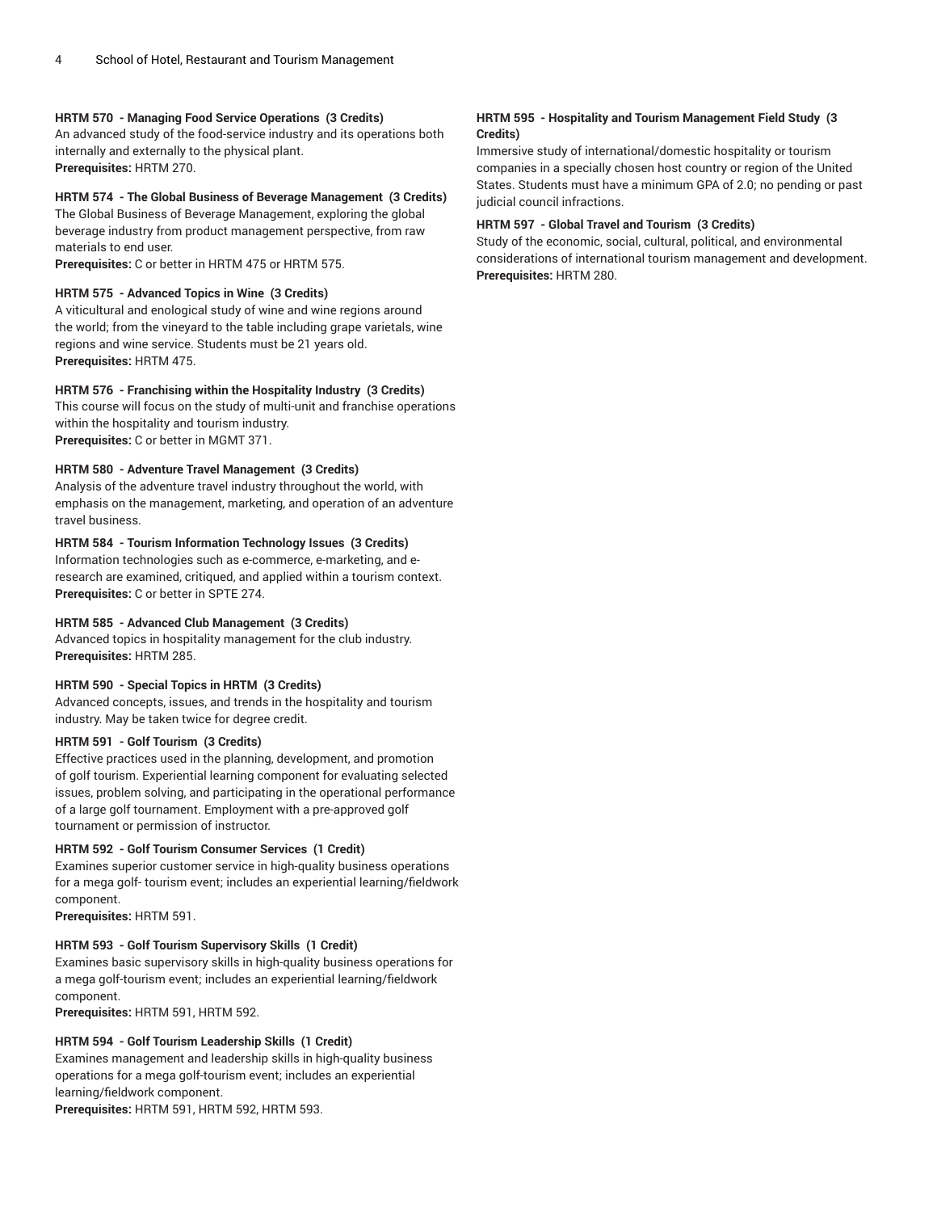**HRTM 570 - Managing Food Service Operations (3 Credits)**
An advanced study of the food-service industry and its operations both internally and externally to the physical plant.
**Prerequisites:** HRTM 270.

**HRTM 574 - The Global Business of Beverage Management (3 Credits)**
The Global Business of Beverage Management, exploring the global beverage industry from product management perspective, from raw materials to end user.
**Prerequisites:** C or better in HRTM 475 or HRTM 575.

**HRTM 575 - Advanced Topics in Wine (3 Credits)**
A viticultural and enological study of wine and wine regions around the world; from the vineyard to the table including grape varietals, wine regions and wine service. Students must be 21 years old.
**Prerequisites:** HRTM 475.

**HRTM 576 - Franchising within the Hospitality Industry (3 Credits)**
This course will focus on the study of multi-unit and franchise operations within the hospitality and tourism industry.
**Prerequisites:** C or better in MGMT 371.

**HRTM 580 - Adventure Travel Management (3 Credits)**
Analysis of the adventure travel industry throughout the world, with emphasis on the management, marketing, and operation of an adventure travel business.

**HRTM 584 - Tourism Information Technology Issues (3 Credits)**
Information technologies such as e-commerce, e-marketing, and e-research are examined, critiqued, and applied within a tourism context.
**Prerequisites:** C or better in SPTE 274.

**HRTM 585 - Advanced Club Management (3 Credits)**
Advanced topics in hospitality management for the club industry.
**Prerequisites:** HRTM 285.

**HRTM 590 - Special Topics in HRTM (3 Credits)**
Advanced concepts, issues, and trends in the hospitality and tourism industry. May be taken twice for degree credit.

**HRTM 591 - Golf Tourism (3 Credits)**
Effective practices used in the planning, development, and promotion of golf tourism. Experiential learning component for evaluating selected issues, problem solving, and participating in the operational performance of a large golf tournament. Employment with a pre-approved golf tournament or permission of instructor.

**HRTM 592 - Golf Tourism Consumer Services (1 Credit)**
Examines superior customer service in high-quality business operations for a mega golf- tourism event; includes an experiential learning/fieldwork component.
**Prerequisites:** HRTM 591.

**HRTM 593 - Golf Tourism Supervisory Skills (1 Credit)**
Examines basic supervisory skills in high-quality business operations for a mega golf-tourism event; includes an experiential learning/fieldwork component.
**Prerequisites:** HRTM 591, HRTM 592.

**HRTM 594 - Golf Tourism Leadership Skills (1 Credit)**
Examines management and leadership skills in high-quality business operations for a mega golf-tourism event; includes an experiential learning/fieldwork component.
**Prerequisites:** HRTM 591, HRTM 592, HRTM 593.

**HRTM 595 - Hospitality and Tourism Management Field Study (3 Credits)**
Immersive study of international/domestic hospitality or tourism companies in a specially chosen host country or region of the United States. Students must have a minimum GPA of 2.0; no pending or past judicial council infractions.

**HRTM 597 - Global Travel and Tourism (3 Credits)**
Study of the economic, social, cultural, political, and environmental considerations of international tourism management and development.
**Prerequisites:** HRTM 280.